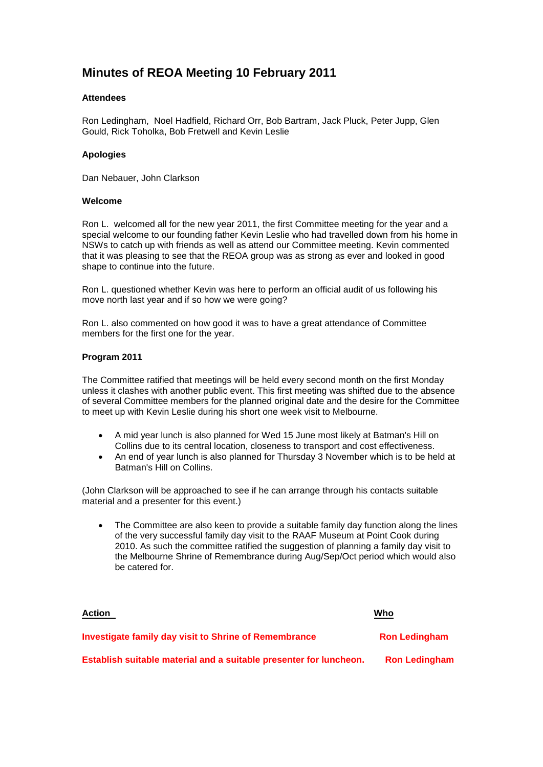# Minutes of REOA Meeting 10 February 2011

### Attendees

Ron Ledingham, Noel Hadfield, Richard Orr, Bob Bartram, Jack Pluck, Peter Jupp, Glen Gould, Rick Toholka, Bob Fretwell and Kevin Leslie

### Apologies

Dan Nebauer, John Clarkson

### Welcome

Ron L. welcomed all for the new year 2011, the first Committee meeting for the year and a special welcome to our founding father Kevin Leslie who had travelled down from his home in NSWs to catch up with friends as well as attend our Committee meeting. Kevin commented that it was pleasing to see that the REOA group was as strong as ever and looked in good shape to continue into the future.

Ron L. questioned whether Kevin was here to perform an official audit of us following his move north last year and if so how we were going?

Ron L. also commented on how good it was to have a great attendance of Committee members for the first one for the year.

### Program 2011

The Committee ratified that meetings will be held every second month on the first Monday unless it clashes with another public event. This first meeting was shifted due to the absence of several Committee members for the planned original date and the desire for the Committee to meet up with Kevin Leslie during his short one week visit to Melbourne.

- A mid year lunch is also planned for Wed 15 June most likely at Batman's Hill on Collins due to its central location, closeness to transport and cost effectiveness.
- An end of year lunch is also planned for Thursday 3 November which is to be held at Batman's Hill on Collins.

(John Clarkson will be approached to see if he can arrange through his contacts suitable material and a presenter for this event.)

- The Committee are also keen to provide a suitable family day function along the lines of the very successful family day visit to the RAAF Museum at Point Cook during 2010. As such the committee ratified the suggestion of planning a family day visit to the Melbourne Shrine of Remembrance during Aug/Sep/Oct period which would also be catered for.

| Action | Who |
| --- | --- |
| **Investigate family day visit to Shrine of Remembrance** | **Ron Ledingham** |
| **Establish suitable material and a suitable presenter for luncheon.** | **Ron Ledingham** |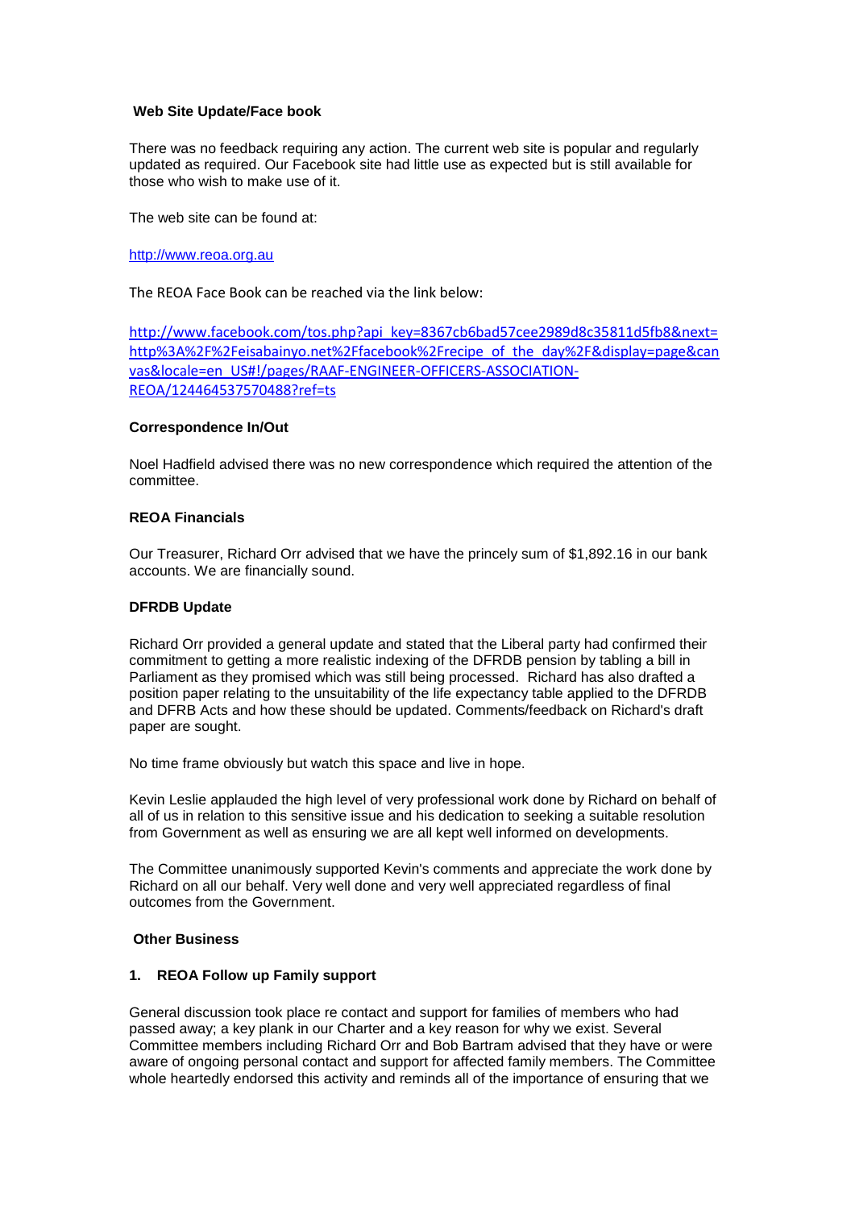**Web Site Update/Face book**

There was no feedback requiring any action. The current web site is popular and regularly updated as required. Our Facebook site had little use as expected but is still available for those who wish to make use of it.

The web site can be found at:

http://www.reoa.org.au

The REOA Face Book can be reached via the link below:

http://www.facebook.com/tos.php?api_key=8367cb6bad57cee2989d8c35811d5fb8&next=http%3A%2F%2Feisabainyo.net%2Ffacebook%2Frecipe_of_the_day%2F&display=page&canvas&locale=en_US#!/pages/RAAF-ENGINEER-OFFICERS-ASSOCIATION-REOA/124464537570488?ref=ts

**Correspondence In/Out**

Noel Hadfield advised there was no new correspondence which required the attention of the committee.

**REOA Financials**

Our Treasurer, Richard Orr advised that we have the princely sum of $1,892.16 in our bank accounts. We are financially sound.

**DFRDB Update**

Richard Orr provided a general update and stated that the Liberal party had confirmed their commitment to getting a more realistic indexing of the DFRDB pension by tabling a bill in Parliament as they promised which was still being processed. Richard has also drafted a position paper relating to the unsuitability of the life expectancy table applied to the DFRDB and DFRB Acts and how these should be updated. Comments/feedback on Richard's draft paper are sought.

No time frame obviously but watch this space and live in hope.

Kevin Leslie applauded the high level of very professional work done by Richard on behalf of all of us in relation to this sensitive issue and his dedication to seeking a suitable resolution from Government as well as ensuring we are all kept well informed on developments.

The Committee unanimously supported Kevin's comments and appreciate the work done by Richard on all our behalf. Very well done and very well appreciated regardless of final outcomes from the Government.

**Other Business**

**1. REOA Follow up Family support**

General discussion took place re contact and support for families of members who had passed away; a key plank in our Charter and a key reason for why we exist. Several Committee members including Richard Orr and Bob Bartram advised that they have or were aware of ongoing personal contact and support for affected family members. The Committee whole heartedly endorsed this activity and reminds all of the importance of ensuring that we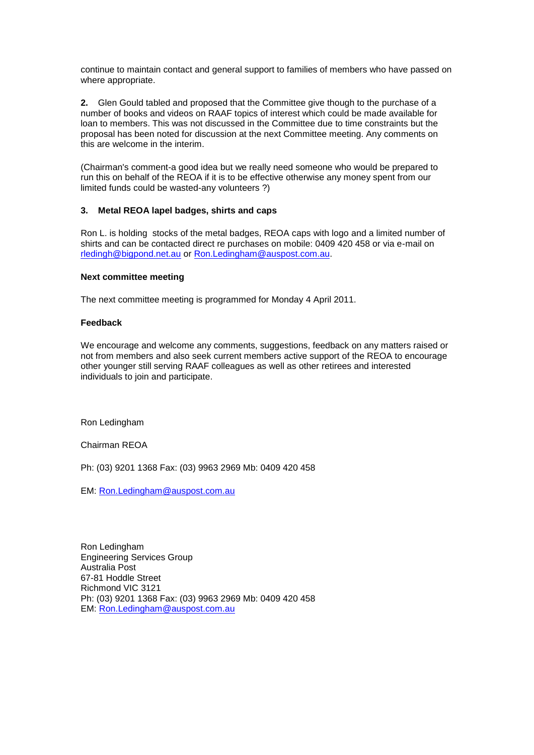continue to maintain contact and general support to families of members who have passed on where appropriate.

**2.** Glen Gould tabled and proposed that the Committee give though to the purchase of a number of books and videos on RAAF topics of interest which could be made available for loan to members. This was not discussed in the Committee due to time constraints but the proposal has been noted for discussion at the next Committee meeting. Any comments on this are welcome in the interim.

(Chairman's comment-a good idea but we really need someone who would be prepared to run this on behalf of the REOA if it is to be effective otherwise any money spent from our limited funds could be wasted-any volunteers ?)

**3. Metal REOA lapel badges, shirts and caps**

Ron L. is holding stocks of the metal badges, REOA caps with logo and a limited number of shirts and can be contacted direct re purchases on mobile: 0409 420 458 or via e-mail on rledingh@bigpond.net.au or Ron.Ledingham@auspost.com.au.

**Next committee meeting**

The next committee meeting is programmed for Monday 4 April 2011.

**Feedback**

We encourage and welcome any comments, suggestions, feedback on any matters raised or not from members and also seek current members active support of the REOA to encourage other younger still serving RAAF colleagues as well as other retirees and interested individuals to join and participate.

Ron Ledingham

Chairman REOA

Ph: (03) 9201 1368 Fax: (03) 9963 2969 Mb: 0409 420 458

EM: Ron.Ledingham@auspost.com.au

Ron Ledingham
Engineering Services Group
Australia Post
67-81 Hoddle Street
Richmond VIC 3121
Ph: (03) 9201 1368 Fax: (03) 9963 2969 Mb: 0409 420 458
EM: Ron.Ledingham@auspost.com.au